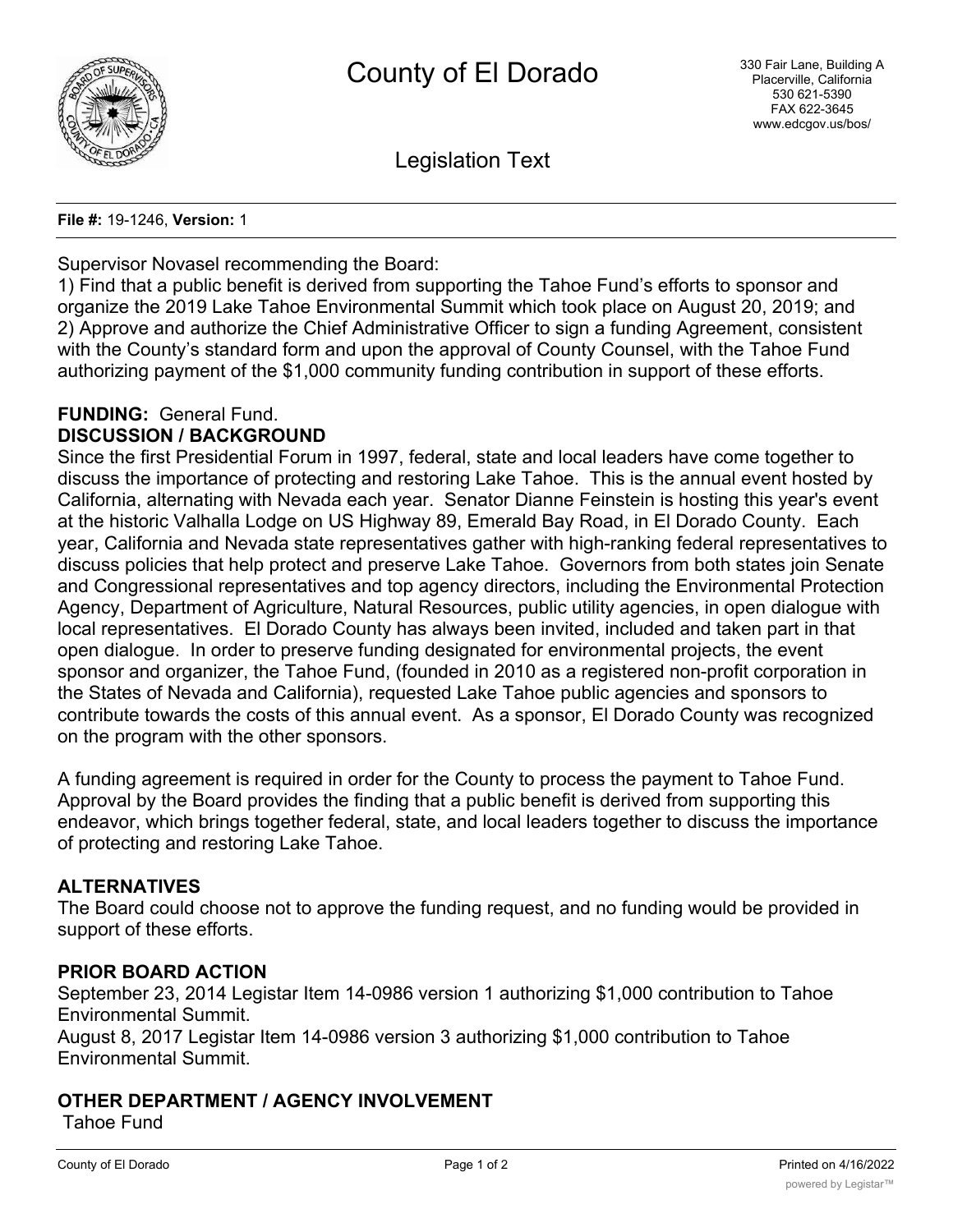# County of El Dorado

330 Fair Lane, Building A
Placerville, California
530 621-5390
FAX 622-3645
www.edcgov.us/bos/

## Legislation Text

**File #:** 19-1246, **Version:** 1

Supervisor Novasel recommending the Board:
1) Find that a public benefit is derived from supporting the Tahoe Fund's efforts to sponsor and organize the 2019 Lake Tahoe Environmental Summit which took place on August 20, 2019; and
2) Approve and authorize the Chief Administrative Officer to sign a funding Agreement, consistent with the County's standard form and upon the approval of County Counsel, with the Tahoe Fund authorizing payment of the $1,000 community funding contribution in support of these efforts.

**FUNDING:** General Fund.

**DISCUSSION / BACKGROUND**

Since the first Presidential Forum in 1997, federal, state and local leaders have come together to discuss the importance of protecting and restoring Lake Tahoe. This is the annual event hosted by California, alternating with Nevada each year. Senator Dianne Feinstein is hosting this year's event at the historic Valhalla Lodge on US Highway 89, Emerald Bay Road, in El Dorado County. Each year, California and Nevada state representatives gather with high-ranking federal representatives to discuss policies that help protect and preserve Lake Tahoe. Governors from both states join Senate and Congressional representatives and top agency directors, including the Environmental Protection Agency, Department of Agriculture, Natural Resources, public utility agencies, in open dialogue with local representatives. El Dorado County has always been invited, included and taken part in that open dialogue. In order to preserve funding designated for environmental projects, the event sponsor and organizer, the Tahoe Fund, (founded in 2010 as a registered non-profit corporation in the States of Nevada and California), requested Lake Tahoe public agencies and sponsors to contribute towards the costs of this annual event. As a sponsor, El Dorado County was recognized on the program with the other sponsors.

A funding agreement is required in order for the County to process the payment to Tahoe Fund. Approval by the Board provides the finding that a public benefit is derived from supporting this endeavor, which brings together federal, state, and local leaders together to discuss the importance of protecting and restoring Lake Tahoe.

**ALTERNATIVES**

The Board could choose not to approve the funding request, and no funding would be provided in support of these efforts.

**PRIOR BOARD ACTION**

September 23, 2014 Legistar Item 14-0986 version 1 authorizing $1,000 contribution to Tahoe Environmental Summit.
August 8, 2017 Legistar Item 14-0986 version 3 authorizing $1,000 contribution to Tahoe Environmental Summit.

**OTHER DEPARTMENT / AGENCY INVOLVEMENT**

Tahoe Fund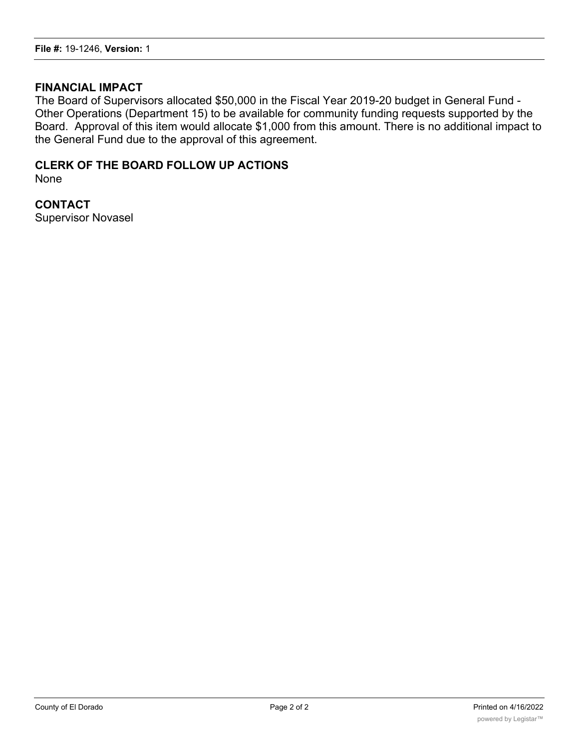## FINANCIAL IMPACT

The Board of Supervisors allocated $50,000 in the Fiscal Year 2019-20 budget in General Fund - Other Operations (Department 15) to be available for community funding requests supported by the Board. Approval of this item would allocate $1,000 from this amount. There is no additional impact to the General Fund due to the approval of this agreement.

## CLERK OF THE BOARD FOLLOW UP ACTIONS

None

## CONTACT

Supervisor Novasel